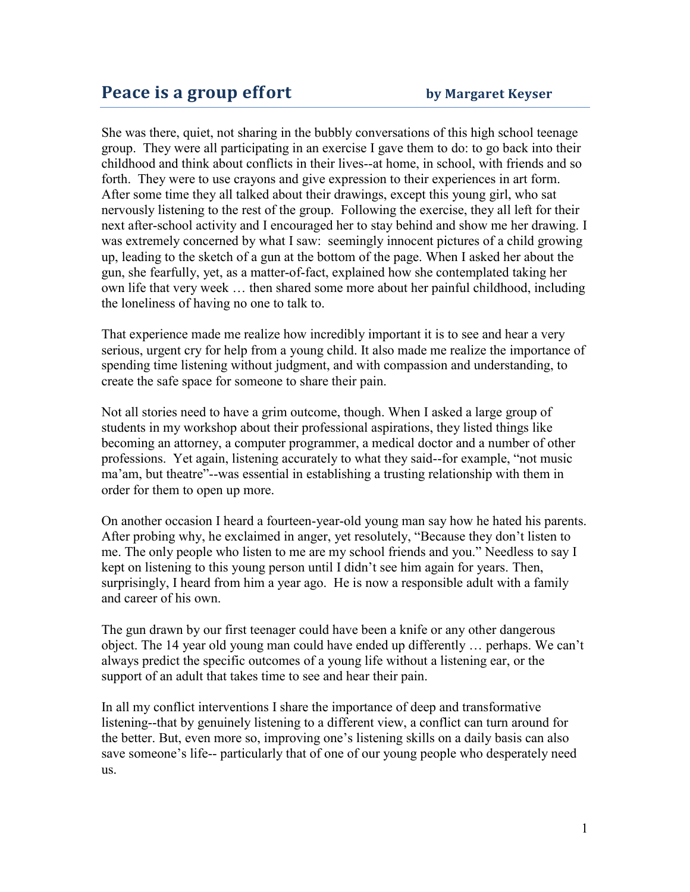# Peace is a group effort

**by Margaret Keyser**

She was there, quiet, not sharing in the bubbly conversations of this high school teenage group. They were all participating in an exercise I gave them to do: to go back into their childhood and think about conflicts in their lives--at home, in school, with friends and so forth. They were to use crayons and give expression to their experiences in art form. After some time they all talked about their drawings, except this young girl, who sat nervously listening to the rest of the group. Following the exercise, they all left for their next after-school activity and I encouraged her to stay behind and show me her drawing. I was extremely concerned by what I saw: seemingly innocent pictures of a child growing up, leading to the sketch of a gun at the bottom of the page. When I asked her about the gun, she fearfully, yet, as a matter-of-fact, explained how she contemplated taking her own life that very week … then shared some more about her painful childhood, including the loneliness of having no one to talk to.

That experience made me realize how incredibly important it is to see and hear a very serious, urgent cry for help from a young child. It also made me realize the importance of spending time listening without judgment, and with compassion and understanding, to create the safe space for someone to share their pain.

Not all stories need to have a grim outcome, though. When I asked a large group of students in my workshop about their professional aspirations, they listed things like becoming an attorney, a computer programmer, a medical doctor and a number of other professions. Yet again, listening accurately to what they said--for example, "not music ma'am, but theatre"--was essential in establishing a trusting relationship with them in order for them to open up more.

On another occasion I heard a fourteen-year-old young man say how he hated his parents. After probing why, he exclaimed in anger, yet resolutely, "Because they don't listen to me. The only people who listen to me are my school friends and you." Needless to say I kept on listening to this young person until I didn't see him again for years. Then, surprisingly, I heard from him a year ago. He is now a responsible adult with a family and career of his own.

The gun drawn by our first teenager could have been a knife or any other dangerous object. The 14 year old young man could have ended up differently … perhaps. We can't always predict the specific outcomes of a young life without a listening ear, or the support of an adult that takes time to see and hear their pain.

In all my conflict interventions I share the importance of deep and transformative listening--that by genuinely listening to a different view, a conflict can turn around for the better. But, even more so, improving one's listening skills on a daily basis can also save someone's life-- particularly that of one of our young people who desperately need us.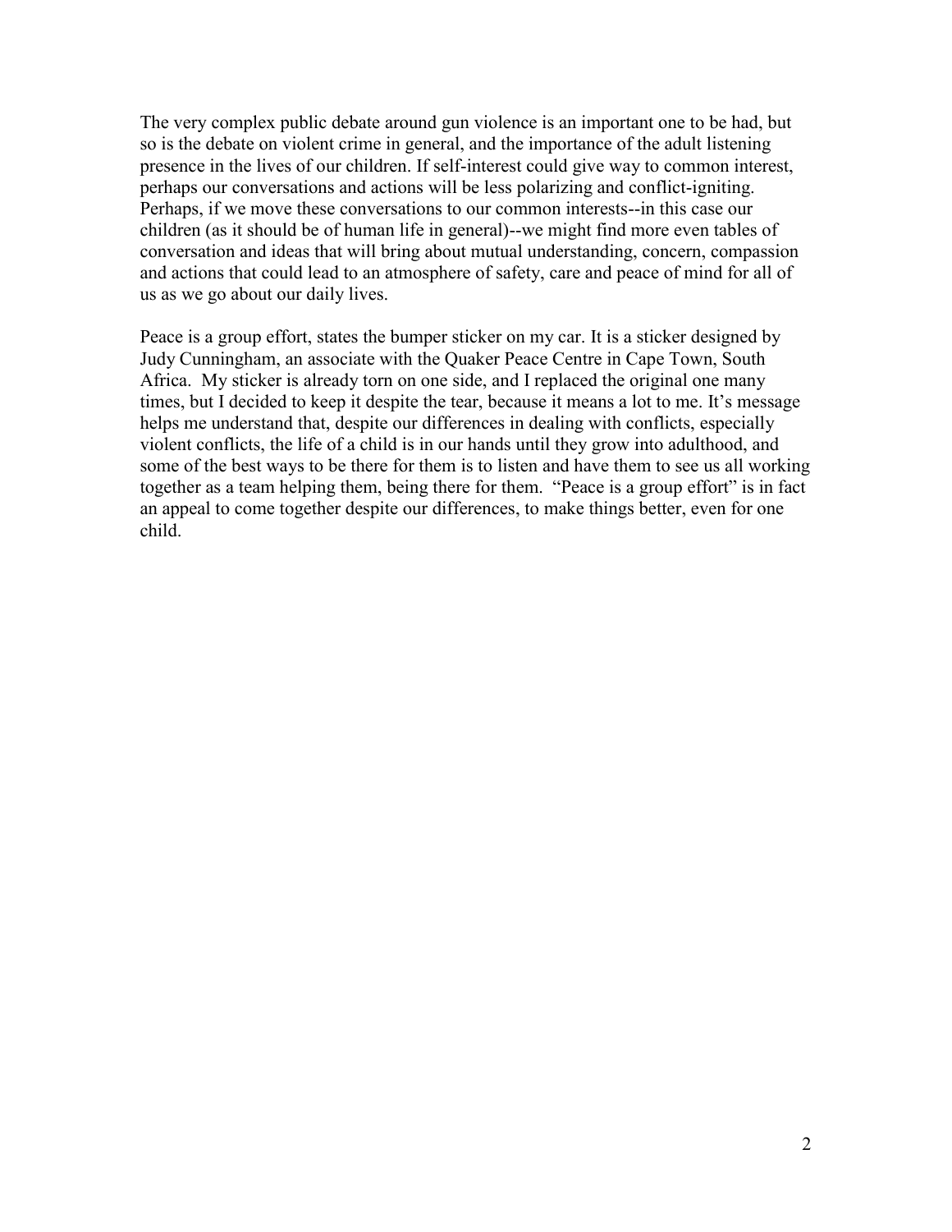The very complex public debate around gun violence is an important one to be had, but so is the debate on violent crime in general, and the importance of the adult listening presence in the lives of our children. If self-interest could give way to common interest, perhaps our conversations and actions will be less polarizing and conflict-igniting. Perhaps, if we move these conversations to our common interests--in this case our children (as it should be of human life in general)--we might find more even tables of conversation and ideas that will bring about mutual understanding, concern, compassion and actions that could lead to an atmosphere of safety, care and peace of mind for all of us as we go about our daily lives.

Peace is a group effort, states the bumper sticker on my car. It is a sticker designed by Judy Cunningham, an associate with the Quaker Peace Centre in Cape Town, South Africa. My sticker is already torn on one side, and I replaced the original one many times, but I decided to keep it despite the tear, because it means a lot to me. It's message helps me understand that, despite our differences in dealing with conflicts, especially violent conflicts, the life of a child is in our hands until they grow into adulthood, and some of the best ways to be there for them is to listen and have them to see us all working together as a team helping them, being there for them. "Peace is a group effort" is in fact an appeal to come together despite our differences, to make things better, even for one child.